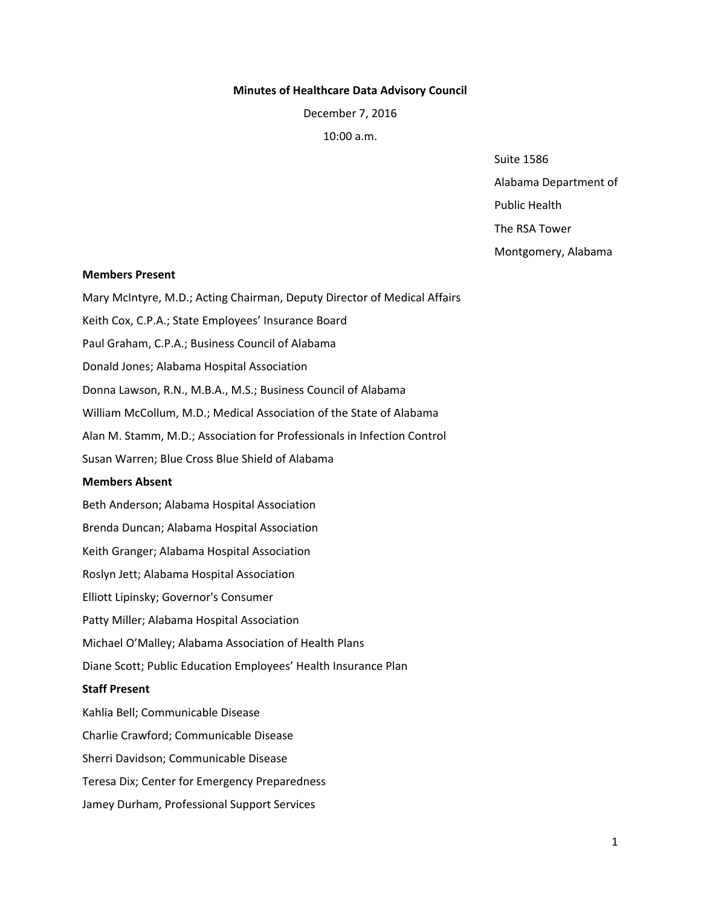**Minutes of Healthcare Data Advisory Council**

December 7, 2016

10:00 a.m.

Suite 1586
Alabama Department of
Public Health
The RSA Tower
Montgomery, Alabama

**Members Present**

Mary McIntyre, M.D.; Acting Chairman, Deputy Director of Medical Affairs

Keith Cox, C.P.A.; State Employees' Insurance Board

Paul Graham, C.P.A.; Business Council of Alabama

Donald Jones; Alabama Hospital Association

Donna Lawson, R.N., M.B.A., M.S.; Business Council of Alabama

William McCollum, M.D.; Medical Association of the State of Alabama

Alan M. Stamm, M.D.; Association for Professionals in Infection Control

Susan Warren; Blue Cross Blue Shield of Alabama

**Members Absent**

Beth Anderson; Alabama Hospital Association

Brenda Duncan; Alabama Hospital Association

Keith Granger; Alabama Hospital Association

Roslyn Jett; Alabama Hospital Association

Elliott Lipinsky; Governor's Consumer

Patty Miller; Alabama Hospital Association

Michael O'Malley; Alabama Association of Health Plans

Diane Scott; Public Education Employees' Health Insurance Plan

**Staff Present**

Kahlia Bell; Communicable Disease

Charlie Crawford; Communicable Disease

Sherri Davidson; Communicable Disease

Teresa Dix; Center for Emergency Preparedness

Jamey Durham, Professional Support Services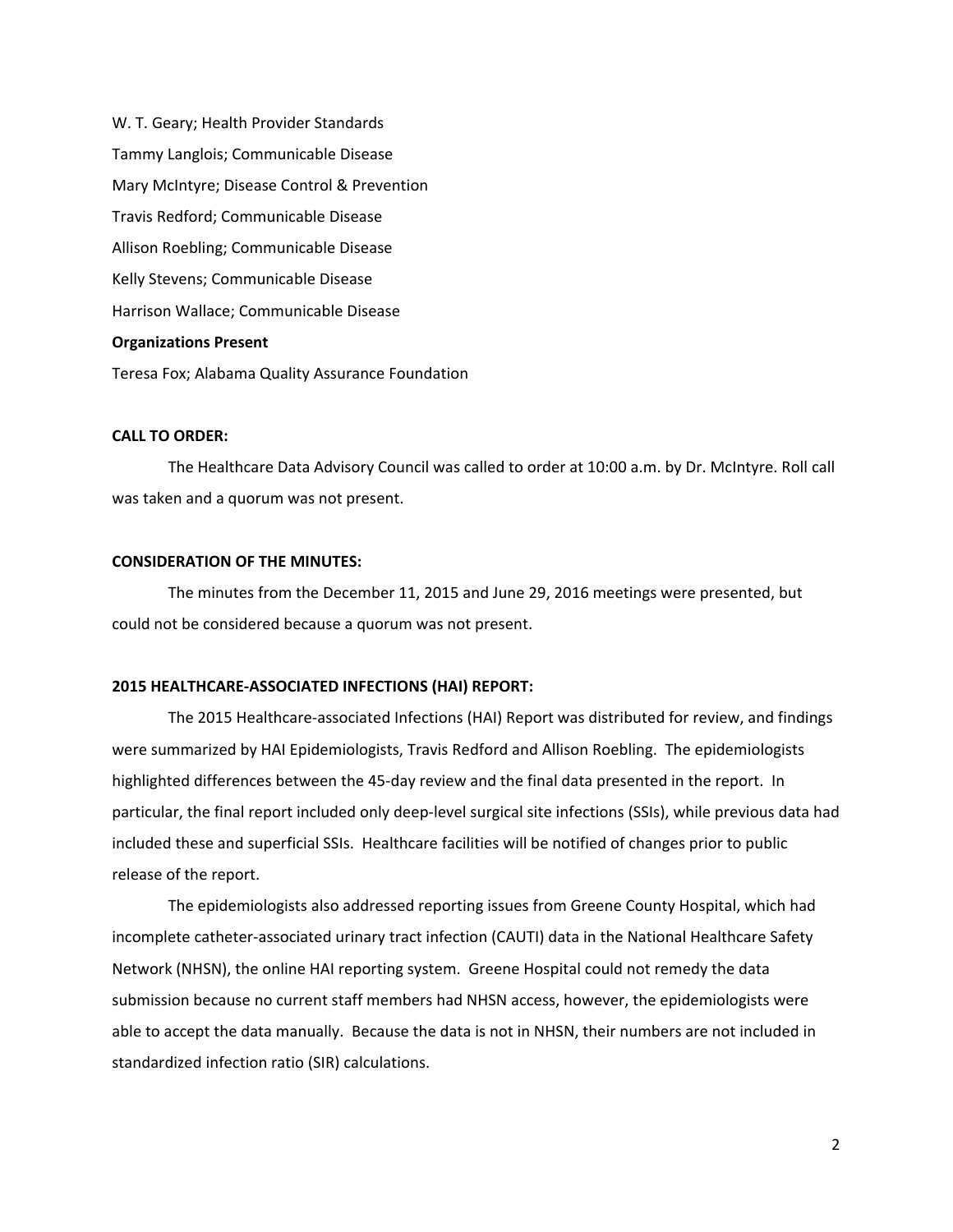W. T. Geary; Health Provider Standards

Tammy Langlois; Communicable Disease

Mary McIntyre; Disease Control & Prevention

Travis Redford; Communicable Disease

Allison Roebling; Communicable Disease

Kelly Stevens; Communicable Disease

Harrison Wallace; Communicable Disease

**Organizations Present**

Teresa Fox; Alabama Quality Assurance Foundation

**CALL TO ORDER:**

The Healthcare Data Advisory Council was called to order at 10:00 a.m. by Dr. McIntyre. Roll call was taken and a quorum was not present.

**CONSIDERATION OF THE MINUTES:**

The minutes from the December 11, 2015 and June 29, 2016 meetings were presented, but could not be considered because a quorum was not present.

**2015 HEALTHCARE-ASSOCIATED INFECTIONS (HAI) REPORT:**

The 2015 Healthcare-associated Infections (HAI) Report was distributed for review, and findings were summarized by HAI Epidemiologists, Travis Redford and Allison Roebling. The epidemiologists highlighted differences between the 45-day review and the final data presented in the report. In particular, the final report included only deep-level surgical site infections (SSIs), while previous data had included these and superficial SSIs. Healthcare facilities will be notified of changes prior to public release of the report.

The epidemiologists also addressed reporting issues from Greene County Hospital, which had incomplete catheter-associated urinary tract infection (CAUTI) data in the National Healthcare Safety Network (NHSN), the online HAI reporting system. Greene Hospital could not remedy the data submission because no current staff members had NHSN access, however, the epidemiologists were able to accept the data manually. Because the data is not in NHSN, their numbers are not included in standardized infection ratio (SIR) calculations.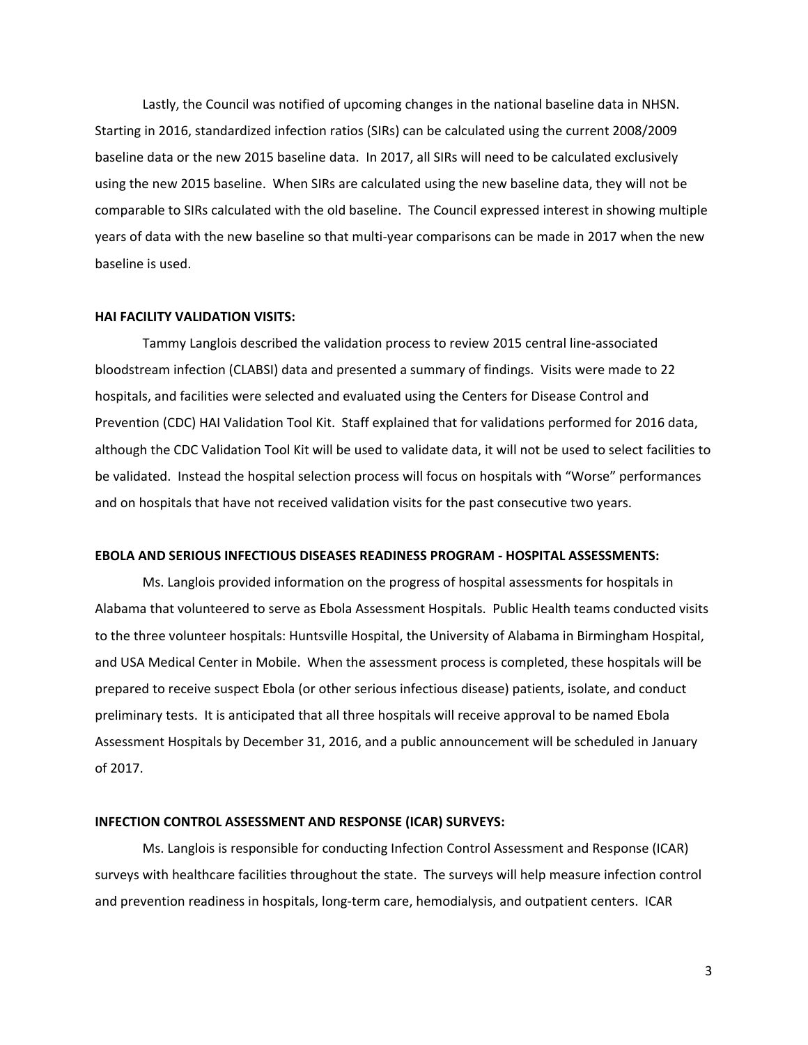Lastly, the Council was notified of upcoming changes in the national baseline data in NHSN. Starting in 2016, standardized infection ratios (SIRs) can be calculated using the current 2008/2009 baseline data or the new 2015 baseline data. In 2017, all SIRs will need to be calculated exclusively using the new 2015 baseline. When SIRs are calculated using the new baseline data, they will not be comparable to SIRs calculated with the old baseline. The Council expressed interest in showing multiple years of data with the new baseline so that multi-year comparisons can be made in 2017 when the new baseline is used.

**HAI FACILITY VALIDATION VISITS:**

Tammy Langlois described the validation process to review 2015 central line-associated bloodstream infection (CLABSI) data and presented a summary of findings. Visits were made to 22 hospitals, and facilities were selected and evaluated using the Centers for Disease Control and Prevention (CDC) HAI Validation Tool Kit. Staff explained that for validations performed for 2016 data, although the CDC Validation Tool Kit will be used to validate data, it will not be used to select facilities to be validated. Instead the hospital selection process will focus on hospitals with "Worse" performances and on hospitals that have not received validation visits for the past consecutive two years.

**EBOLA AND SERIOUS INFECTIOUS DISEASES READINESS PROGRAM - HOSPITAL ASSESSMENTS:**

Ms. Langlois provided information on the progress of hospital assessments for hospitals in Alabama that volunteered to serve as Ebola Assessment Hospitals. Public Health teams conducted visits to the three volunteer hospitals: Huntsville Hospital, the University of Alabama in Birmingham Hospital, and USA Medical Center in Mobile. When the assessment process is completed, these hospitals will be prepared to receive suspect Ebola (or other serious infectious disease) patients, isolate, and conduct preliminary tests. It is anticipated that all three hospitals will receive approval to be named Ebola Assessment Hospitals by December 31, 2016, and a public announcement will be scheduled in January of 2017.

**INFECTION CONTROL ASSESSMENT AND RESPONSE (ICAR) SURVEYS:**

Ms. Langlois is responsible for conducting Infection Control Assessment and Response (ICAR) surveys with healthcare facilities throughout the state. The surveys will help measure infection control and prevention readiness in hospitals, long-term care, hemodialysis, and outpatient centers. ICAR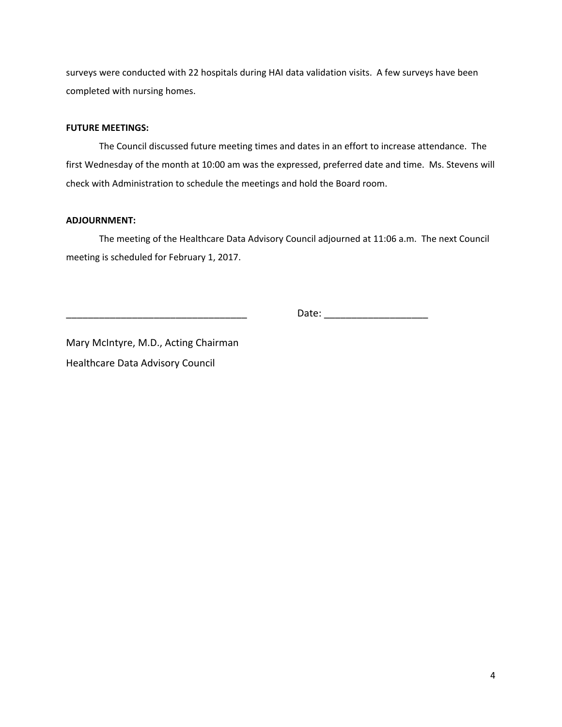surveys were conducted with 22 hospitals during HAI data validation visits. A few surveys have been completed with nursing homes.

**FUTURE MEETINGS:**

The Council discussed future meeting times and dates in an effort to increase attendance. The first Wednesday of the month at 10:00 am was the expressed, preferred date and time. Ms. Stevens will check with Administration to schedule the meetings and hold the Board room.

**ADJOURNMENT:**

The meeting of the Healthcare Data Advisory Council adjourned at 11:06 a.m. The next Council meeting is scheduled for February 1, 2017.

__________________________________ Date: ___________________

Mary McIntyre, M.D., Acting Chairman
Healthcare Data Advisory Council